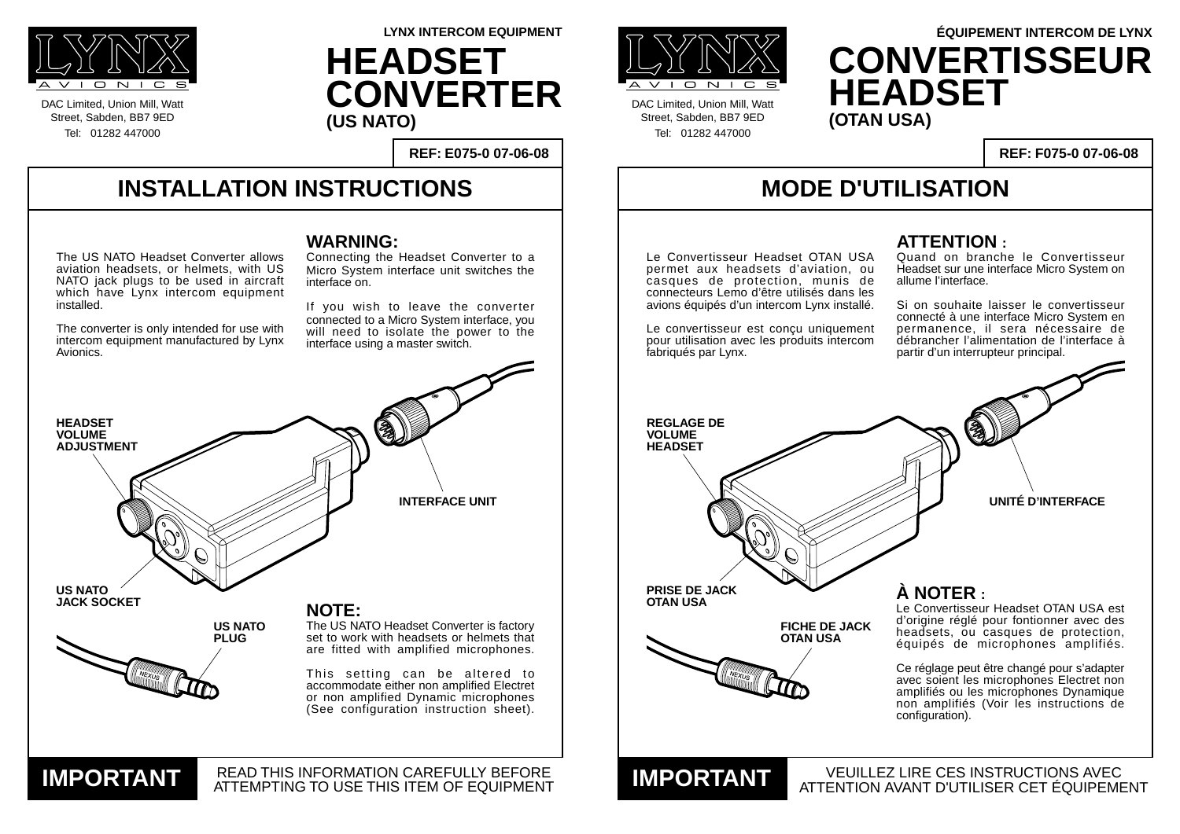LYNX AVIONICS

DAC Limited, Union Mill, Watt Street, Sabden, BB7 9ED
Tel: 01282 447000

LYNX INTERCOM EQUIPMENT

# HEADSET CONVERTER

**(US NATO)**

**REF: E075-0 07-06-08**

## INSTALLATION INSTRUCTIONS

The US NATO Headset Converter allows aviation headsets, or helmets, with US NATO jack plugs to be used in aircraft which have Lynx intercom equipment installed.

The converter is only intended for use with intercom equipment manufactured by Lynx Avionics.

### WARNING:

Connecting the Headset Converter to a Micro System interface unit switches the interface on.

If you wish to leave the converter connected to a Micro System interface, you will need to isolate the power to the interface using a master switch.

**HEADSET VOLUME ADJUSTMENT**

**INTERFACE UNIT**

**US NATO JACK SOCKET**

**US NATO PLUG**

### NOTE:

The US NATO Headset Converter is factory set to work with headsets or helmets that are fitted with amplified microphones.

This setting can be altered to accommodate either non amplified Electret or non amplified Dynamic microphones (See configuration instruction sheet).

**IMPORTANT** READ THIS INFORMATION CAREFULLY BEFORE ATTEMPTING TO USE THIS ITEM OF EQUIPMENT

---

LYNX AVIONICS

DAC Limited, Union Mill, Watt Street, Sabden, BB7 9ED
Tel: 01282 447000

ÉQUIPEMENT INTERCOM DE LYNX

# CONVERTISSEUR HEADSET

**(OTAN USA)**

**REF: F075-0 07-06-08**

## MODE D'UTILISATION

Le Convertisseur Headset OTAN USA permet aux headsets d'aviation, ou casques de protection, munis de connecteurs Lemo d'être utilisés dans les avions équipés d'un intercom Lynx installé.

Le convertisseur est conçu uniquement pour utilisation avec les produits intercom fabriqués par Lynx.

### ATTENTION :

Quand on branche le Convertisseur Headset sur une interface Micro System on allume l'interface.

Si on souhaite laisser le convertisseur connecté à une interface Micro System en permanence, il sera nécessaire de débrancher l'alimentation de l'interface à partir d'un interrupteur principal.

**REGLAGE DE VOLUME HEADSET**

**UNITÉ D'INTERFACE**

**PRISE DE JACK OTAN USA**

**FICHE DE JACK OTAN USA**

### À NOTER :

Le Convertisseur Headset OTAN USA est d'origine réglé pour fontionner avec des headsets, ou casques de protection, équipés de microphones amplifiés.

Ce réglage peut être changé pour s'adapter avec soient les microphones Electret non amplifiés ou les microphones Dynamique non amplifiés (Voir les instructions de configuration).

**IMPORTANT** VEUILLEZ LIRE CES INSTRUCTIONS AVEC ATTENTION AVANT D'UTILISER CET ÉQUIPEMENT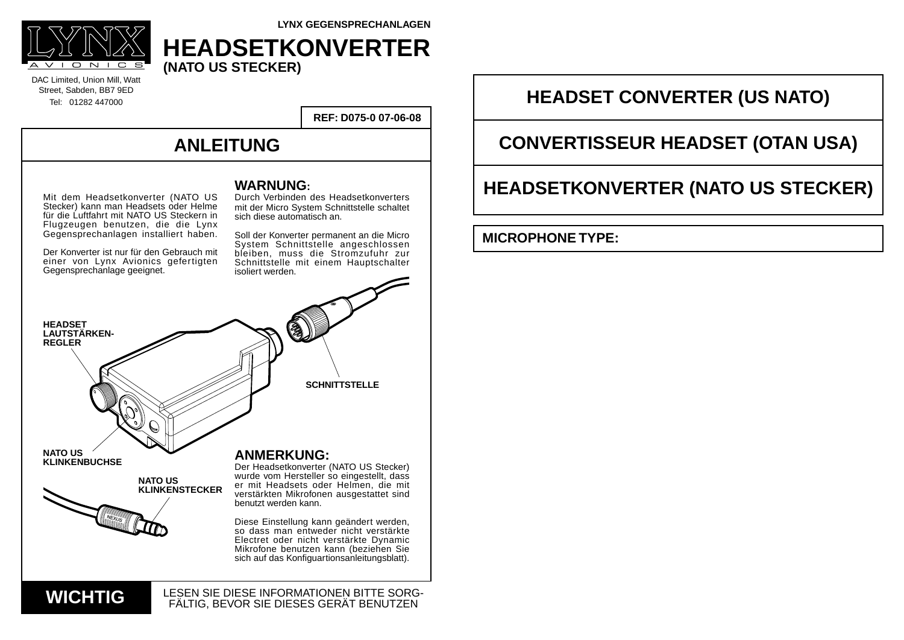**LYNX GEGENSPRECHANLAGEN**

# HEADSETKONVERTER

**(NATO US STECKER)**

DAC Limited, Union Mill, Watt Street, Sabden, BB7 9ED
Tel: 01282 447000

**REF: D075-0 07-06-08**

## ANLEITUNG

Mit dem Headsetkonverter (NATO US Stecker) kann man Headsets oder Helme für die Luftfahrt mit NATO US Steckern in Flugzeugen benutzen, die die Lynx Gegensprechanlagen installiert haben.

Der Konverter ist nur für den Gebrauch mit einer von Lynx Avionics gefertigten Gegensprechanlage geeignet.

### WARNUNG:

Durch Verbinden des Headsetkonverters mit der Micro System Schnittstelle schaltet sich diese automatisch an.

Soll der Konverter permanent an die Micro System Schnittstelle angeschlossen bleiben, muss die Stromzufuhr zur Schnittstelle mit einem Hauptschalter isoliert werden.

HEADSET LAUTSTÄRKEN-REGLER

SCHNITTSTELLE

NATO US KLINKENBUCHSE

NATO US KLINKENSTECKER

NEXUS

### ANMERKUNG:

Der Headsetkonverter (NATO US Stecker) wurde vom Hersteller so eingestellt, dass er mit Headsets oder Helmen, die mit verstärkten Mikrofonen ausgestattet sind benutzt werden kann.

Diese Einstellung kann geändert werden, so dass man entweder nicht verstärkte Electret oder nicht verstärkte Dynamic Mikrofone benutzen kann (beziehen Sie sich auf das Konfiguartionsanleitungsblatt).

**WICHTIG** LESEN SIE DIESE INFORMATIONEN BITTE SORGFÄLTIG, BEVOR SIE DIESES GERÄT BENUTZEN

## HEADSET CONVERTER (US NATO)

## CONVERTISSEUR HEADSET (OTAN USA)

## HEADSETKONVERTER (NATO US STECKER)

**MICROPHONE TYPE:**